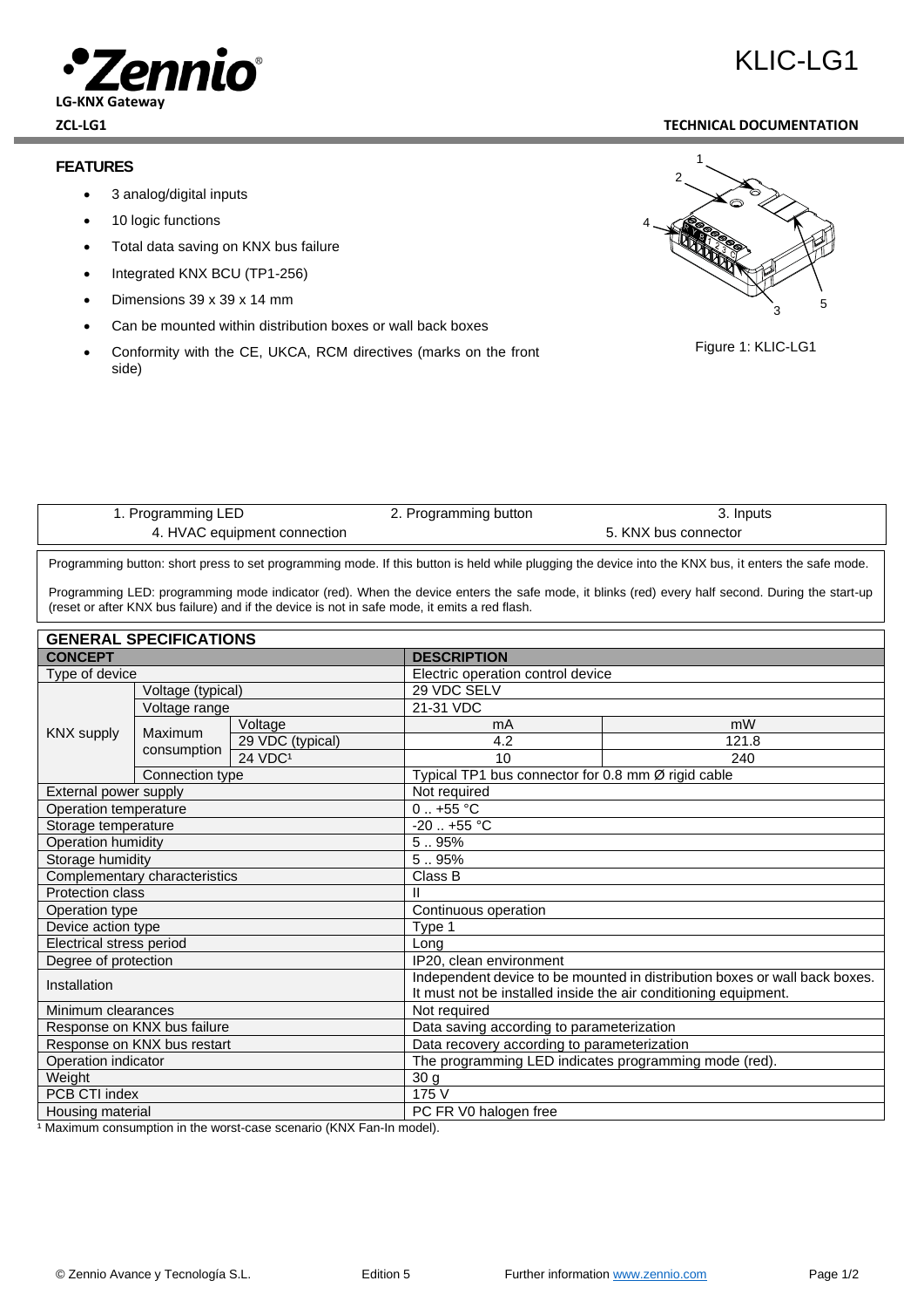# KLIC-LG1

**LG-KNX Gateway**

**ZCL-LG1** **TECHNICAL DOCUMENTATION**

### FEATURES

- 3 analog/digital inputs
- 10 logic functions
- Total data saving on KNX bus failure
- Integrated KNX BCU (TP1-256)
- Dimensions 39 x 39 x 14 mm
- Can be mounted within distribution boxes or wall back boxes
- Conformity with the CE, UKCA, RCM directives (marks on the front side)

Figure 1: KLIC-LG1

| 1. Programming LED | 2. Programming button | 3. Inputs |
|---|---|---|
| 4. HVAC equipment connection | | 5. KNX bus connector |

Programming button: short press to set programming mode. If this button is held while plugging the device into the KNX bus, it enters the safe mode.

Programming LED: programming mode indicator (red). When the device enters the safe mode, it blinks (red) every half second. During the start-up (reset or after KNX bus failure) and if the device is not in safe mode, it emits a red flash.

| GENERAL SPECIFICATIONS | | | | |
|---|---|---|---|---|
| **CONCEPT** | | | **DESCRIPTION** | |
| Type of device | | | Electric operation control device | |
| KNX supply | Voltage (typical) | | 29 VDC SELV | |
| | Voltage range | | 21-31 VDC | |
| | Maximum consumption | Voltage | mA | mW |
| | | 29 VDC (typical) | 4.2 | 121.8 |
| | | 24 VDC[1] | 10 | 240 |
| | Connection type | | Typical TP1 bus connector for 0.8 mm Ø rigid cable | |
| External power supply | | | Not required | |
| Operation temperature | | | 0 .. +55 °C | |
| Storage temperature | | | -20 .. +55 °C | |
| Operation humidity | | | 5 .. 95% | |
| Storage humidity | | | 5 .. 95% | |
| Complementary characteristics | | | Class B | |
| Protection class | | | II | |
| Operation type | | | Continuous operation | |
| Device action type | | | Type 1 | |
| Electrical stress period | | | Long | |
| Degree of protection | | | IP20, clean environment | |
| Installation | | | Independent device to be mounted in distribution boxes or wall back boxes. It must not be installed inside the air conditioning equipment. | |
| Minimum clearances | | | Not required | |
| Response on KNX bus failure | | | Data saving according to parameterization | |
| Response on KNX bus restart | | | Data recovery according to parameterization | |
| Operation indicator | | | The programming LED indicates programming mode (red). | |
| Weight | | | 30 g | |
| PCB CTI index | | | 175 V | |
| Housing material | | | PC FR V0 halogen free | |

[1] Maximum consumption in the worst-case scenario (KNX Fan-In model).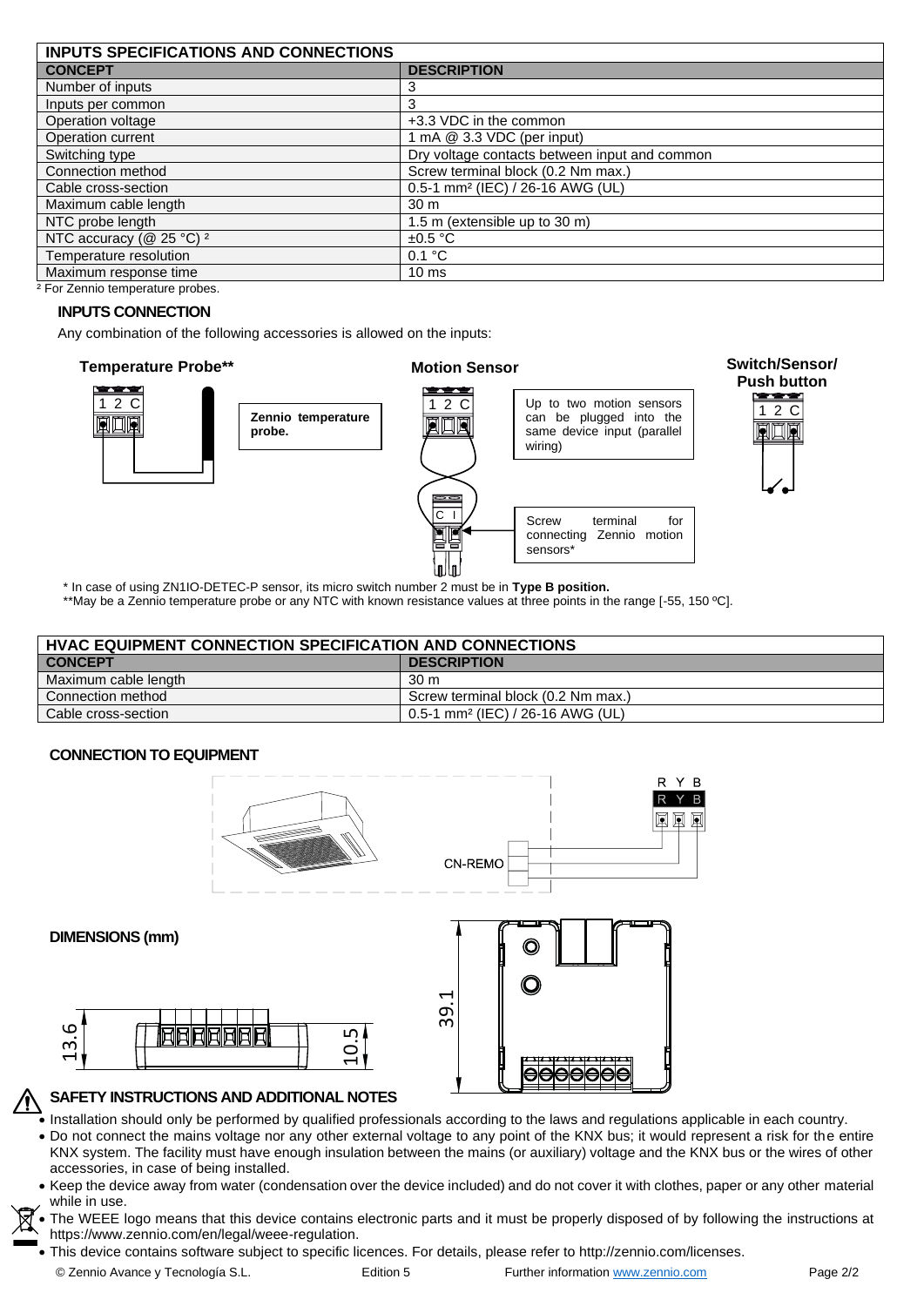| INPUTS SPECIFICATIONS AND CONNECTIONS | |
|---|---|
| **CONCEPT** | **DESCRIPTION** |
| Number of inputs | 3 |
| Inputs per common | 3 |
| Operation voltage | +3.3 VDC in the common |
| Operation current | 1 mA @ 3.3 VDC (per input) |
| Switching type | Dry voltage contacts between input and common |
| Connection method | Screw terminal block (0.2 Nm max.) |
| Cable cross-section | 0.5-1 mm² (IEC) / 26-16 AWG (UL) |
| Maximum cable length | 30 m |
| NTC probe length | 1.5 m (extensible up to 30 m) |
| NTC accuracy (@ 25 °C) [2] | ±0.5 °C |
| Temperature resolution | 0.1 °C |
| Maximum response time | 10 ms |

[2] For Zennio temperature probes.

### INPUTS CONNECTION

Any combination of the following accessories is allowed on the inputs:

**Temperature Probe****

1 2 C

**Zennio temperature probe.**

**Motion Sensor**

1 2 C

Up to two motion sensors can be plugged into the same device input (parallel wiring)

C I

Screw terminal for connecting Zennio motion sensors*

**Switch/Sensor/ Push button**

1 2 C

\* In case of using ZN1IO-DETEC-P sensor, its micro switch number 2 must be in **Type B position.**

**May be a Zennio temperature probe or any NTC with known resistance values at three points in the range [-55, 150 ºC].

| HVAC EQUIPMENT CONNECTION SPECIFICATION AND CONNECTIONS | |
|---|---|
| **CONCEPT** | **DESCRIPTION** |
| Maximum cable length | 30 m |
| Connection method | Screw terminal block (0.2 Nm max.) |
| Cable cross-section | 0.5-1 mm² (IEC) / 26-16 AWG (UL) |

### CONNECTION TO EQUIPMENT

R Y B

CN-REMO

### DIMENSIONS (mm)

13.6

10.5

39.1

### SAFETY INSTRUCTIONS AND ADDITIONAL NOTES

- Installation should only be performed by qualified professionals according to the laws and regulations applicable in each country.
- Do not connect the mains voltage nor any other external voltage to any point of the KNX bus; it would represent a risk for the entire KNX system. The facility must have enough insulation between the mains (or auxiliary) voltage and the KNX bus or the wires of other accessories, in case of being installed.
- Keep the device away from water (condensation over the device included) and do not cover it with clothes, paper or any other material while in use.
- The WEEE logo means that this device contains electronic parts and it must be properly disposed of by following the instructions at https://www.zennio.com/en/legal/weee-regulation.
- This device contains software subject to specific licences. For details, please refer to http://zennio.com/licenses.

© Zennio Avance y Tecnología S.L. Edition 5 Further information www.zennio.com